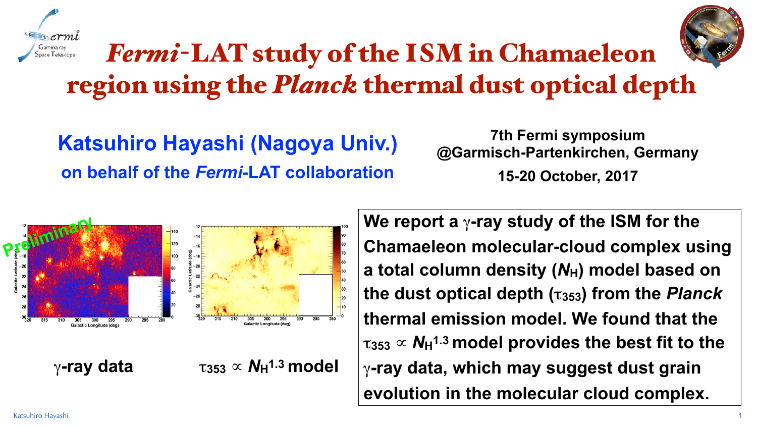# *Fermi*-LAT study of the ISM in Chamaeleon region using the *Planck* thermal dust optical depth

**Katsuhiro Hayashi (Nagoya Univ.)**

**on behalf of the *Fermi*-LAT collaboration**

**7th Fermi symposium**
**@Garmisch-Partenkirchen, Germany**
**15-20 October, 2017**

Preliminary

**$\gamma$-ray data**

**$\tau_{353} \propto N_H^{1.3}$ model**

**We report a $\gamma$-ray study of the ISM for the Chamaeleon molecular-cloud complex using a total column density ($N_H$) model based on the dust optical depth ($\tau_{353}$) from the *Planck* thermal emission model. We found that the $\tau_{353} \propto N_H^{1.3}$ model provides the best fit to the $\gamma$-ray data, which may suggest dust grain evolution in the molecular cloud complex.**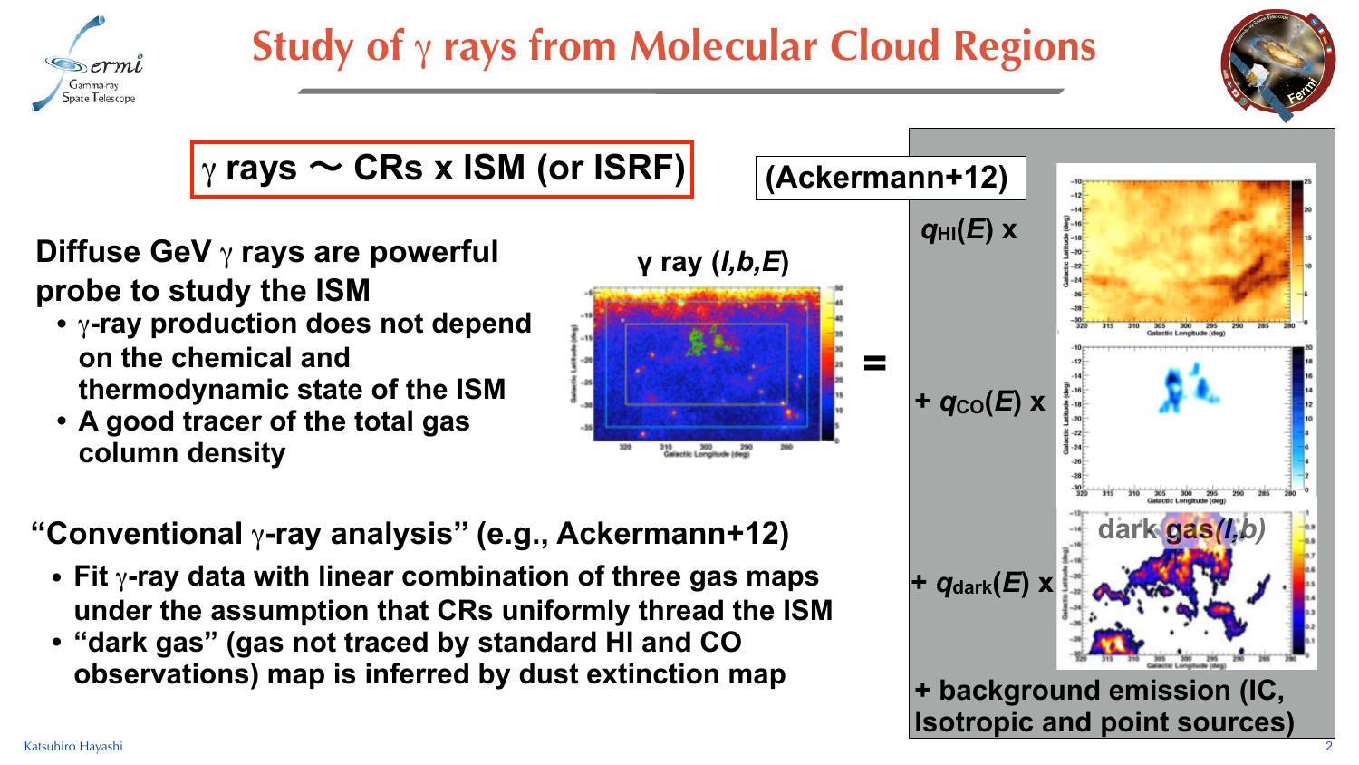# Study of γ rays from Molecular Cloud Regions

**γ rays ∼ CRs x ISM (or ISRF)**

**Diffuse GeV γ rays are powerful probe to study the ISM**

- **γ-ray production does not depend on the chemical and thermodynamic state of the ISM**
- **A good tracer of the total gas column density**

**γ ray (*l,b,E*)** = **(Ackermann+12)** $q_{HI}(E)$ x + $q_{CO}(E)$ x + $q_{dark}(E)$ x dark gas(*l,b*)

**+ background emission (IC, Isotropic and point sources)**

**"Conventional γ-ray analysis" (e.g., Ackermann+12)**

- **Fit γ-ray data with linear combination of three gas maps under the assumption that CRs uniformly thread the ISM**
- **"dark gas" (gas not traced by standard HI and CO observations) map is inferred by dust extinction map**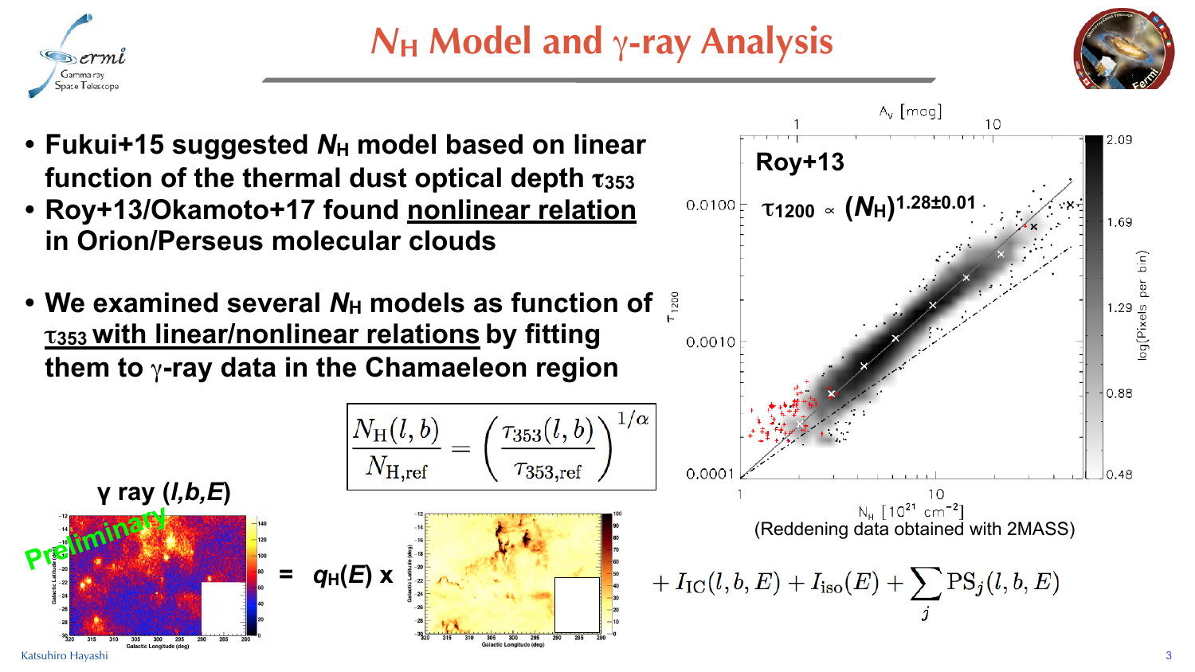# $N_H$ Model and γ-ray Analysis

- **Fukui+15 suggested $N_H$ model based on linear function of the thermal dust optical depth $\tau_{353}$**
- **Roy+13/Okamoto+17 found nonlinear relation in Orion/Perseus molecular clouds**

- **We examined several $N_H$ models as function of $\tau_{353}$ with linear/nonlinear relations by fitting them to γ-ray data in the Chamaeleon region**

$$\frac{N_{\rm H}(l,b)}{N_{\rm H,ref}} = \left(\frac{\tau_{353}(l,b)}{\tau_{353,\rm ref}}\right)^{1/\alpha}$$

**Roy+13**

$\tau_{1200} \propto (N_H)^{1.28\pm0.01}$

(Reddening data obtained with 2MASS)

**γ ray ($l,b,E$)** = **$q_H(E)$ x** $+ I_{\rm IC}(l,b,E) + I_{\rm iso}(E) + \sum_j {\rm PS}_j(l,b,E)$

Preliminary

Katsuhiro Hayashi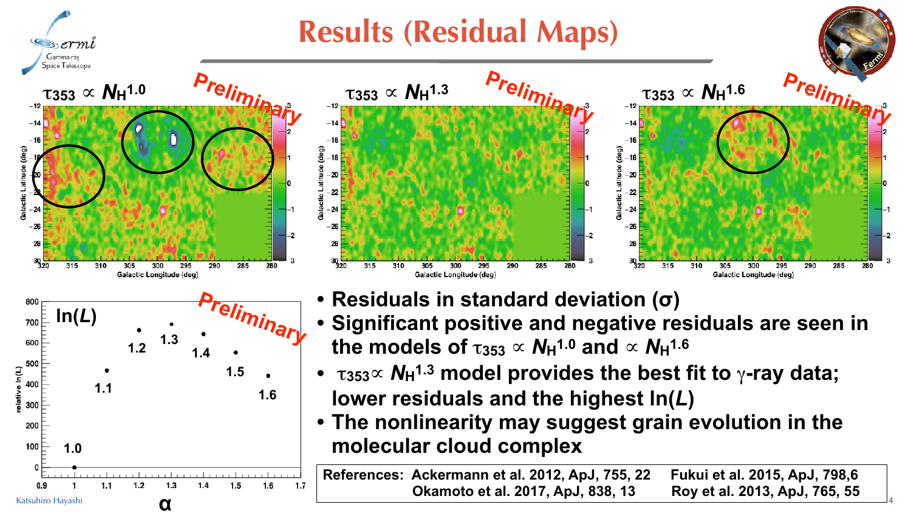# Results (Residual Maps)

$\tau_{353} \propto N_H^{1.0}$ Preliminary

$\tau_{353} \propto N_H^{1.3}$ Preliminary

$\tau_{353} \propto N_H^{1.6}$ Preliminary

Galactic Latitude (deg)

Galactic Longitude (deg)

ln(L) Preliminary

relative ln(L)

α

1.0 1.1 1.2 1.3 1.4 1.5 1.6

- Residuals in standard deviation (σ)
- Significant positive and negative residuals are seen in the models of $\tau_{353} \propto N_H^{1.0}$ and $\propto N_H^{1.6}$
- $\tau_{353} \propto N_H^{1.3}$ model provides the best fit to γ-ray data; lower residuals and the highest ln(*L*)
- The nonlinearity may suggest grain evolution in the molecular cloud complex

References: Ackermann et al. 2012, ApJ, 755, 22 Fukui et al. 2015, ApJ, 798,6
Okamoto et al. 2017, ApJ, 838, 13 Roy et al. 2013, ApJ, 765, 55

Katsuhiro Hayashi